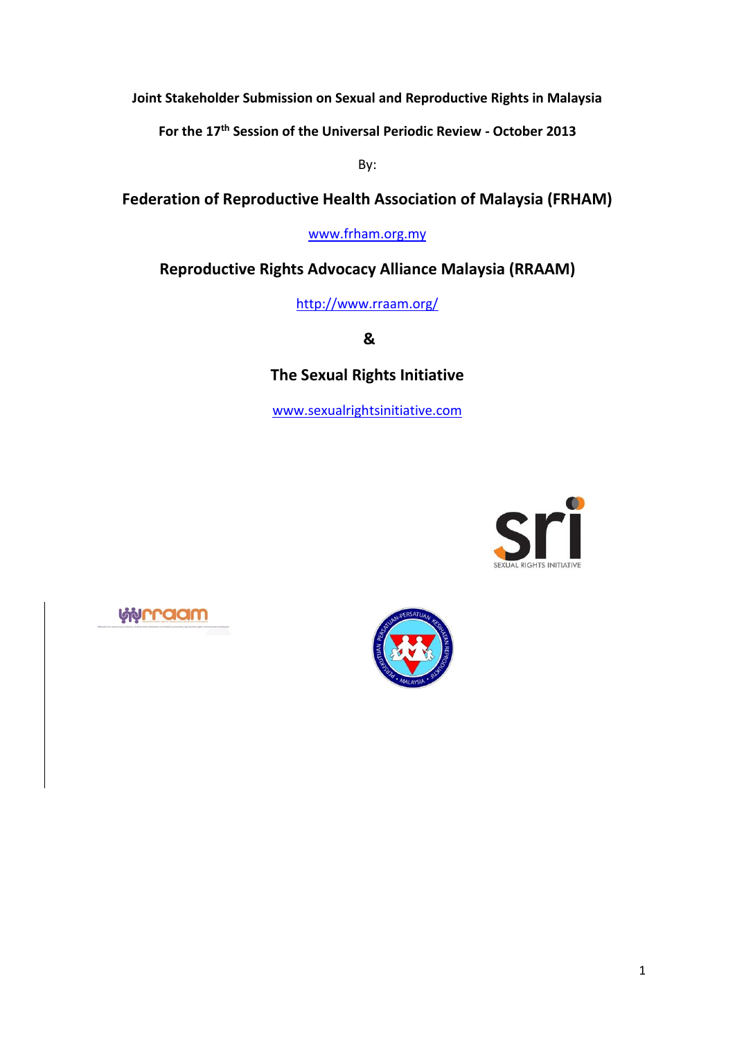**Joint Stakeholder Submission on Sexual and Reproductive Rights in Malaysia**

**For the 17th Session of the Universal Periodic Review - October 2013**

By:

## Federation of Reproductive Health Association of Malaysia (FRHAM)

[www.frham.org.my](http://www.frham.org.my)

## Reproductive Rights Advocacy Alliance Malaysia (RRAAM)

[http://www.rraam.org/](http://www.rraam.org/)

**&**

## The Sexual Rights Initiative

[www.sexualrightsinitiative.com](http://www.sexualrightsinitiative.com)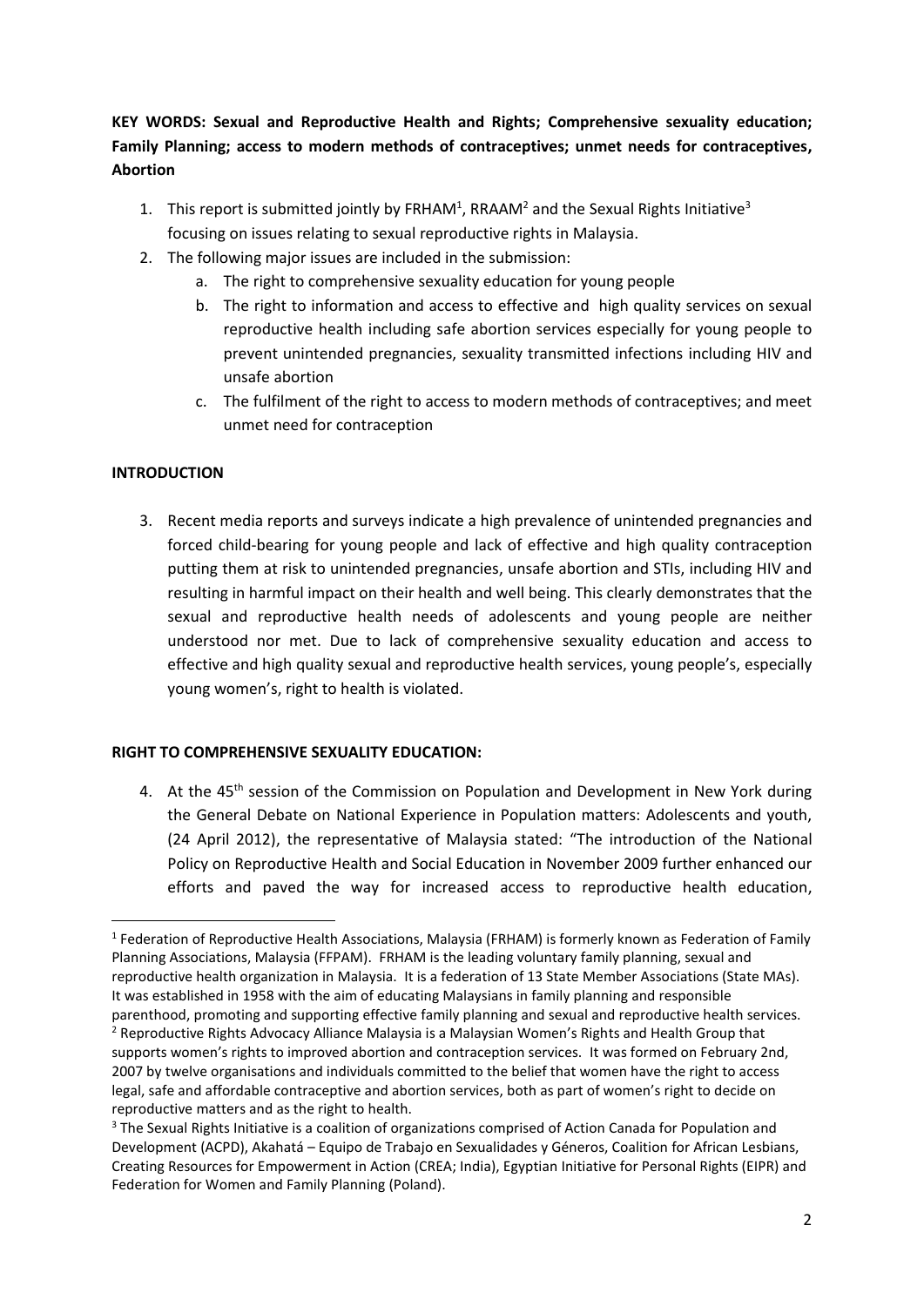**KEY WORDS: Sexual and Reproductive Health and Rights; Comprehensive sexuality education; Family Planning; access to modern methods of contraceptives; unmet needs for contraceptives, Abortion**

1. This report is submitted jointly by FRHAM[1], RRAAM[2] and the Sexual Rights Initiative[3] focusing on issues relating to sexual reproductive rights in Malaysia.
2. The following major issues are included in the submission:
   a. The right to comprehensive sexuality education for young people
   b. The right to information and access to effective and high quality services on sexual reproductive health including safe abortion services especially for young people to prevent unintended pregnancies, sexuality transmitted infections including HIV and unsafe abortion
   c. The fulfilment of the right to access to modern methods of contraceptives; and meet unmet need for contraception

**INTRODUCTION**

3. Recent media reports and surveys indicate a high prevalence of unintended pregnancies and forced child-bearing for young people and lack of effective and high quality contraception putting them at risk to unintended pregnancies, unsafe abortion and STIs, including HIV and resulting in harmful impact on their health and well being. This clearly demonstrates that the sexual and reproductive health needs of adolescents and young people are neither understood nor met. Due to lack of comprehensive sexuality education and access to effective and high quality sexual and reproductive health services, young people's, especially young women's, right to health is violated.

**RIGHT TO COMPREHENSIVE SEXUALITY EDUCATION:**

4. At the 45th session of the Commission on Population and Development in New York during the General Debate on National Experience in Population matters: Adolescents and youth, (24 April 2012), the representative of Malaysia stated: "The introduction of the National Policy on Reproductive Health and Social Education in November 2009 further enhanced our efforts and paved the way for increased access to reproductive health education,

---

[1] Federation of Reproductive Health Associations, Malaysia (FRHAM) is formerly known as Federation of Family Planning Associations, Malaysia (FFPAM). FRHAM is the leading voluntary family planning, sexual and reproductive health organization in Malaysia. It is a federation of 13 State Member Associations (State MAs). It was established in 1958 with the aim of educating Malaysians in family planning and responsible parenthood, promoting and supporting effective family planning and sexual and reproductive health services.

[2] Reproductive Rights Advocacy Alliance Malaysia is a Malaysian Women's Rights and Health Group that supports women's rights to improved abortion and contraception services. It was formed on February 2nd, 2007 by twelve organisations and individuals committed to the belief that women have the right to access legal, safe and affordable contraceptive and abortion services, both as part of women's right to decide on reproductive matters and as the right to health.

[3] The Sexual Rights Initiative is a coalition of organizations comprised of Action Canada for Population and Development (ACPD), Akahatá – Equipo de Trabajo en Sexualidades y Géneros, Coalition for African Lesbians, Creating Resources for Empowerment in Action (CREA; India), Egyptian Initiative for Personal Rights (EIPR) and Federation for Women and Family Planning (Poland).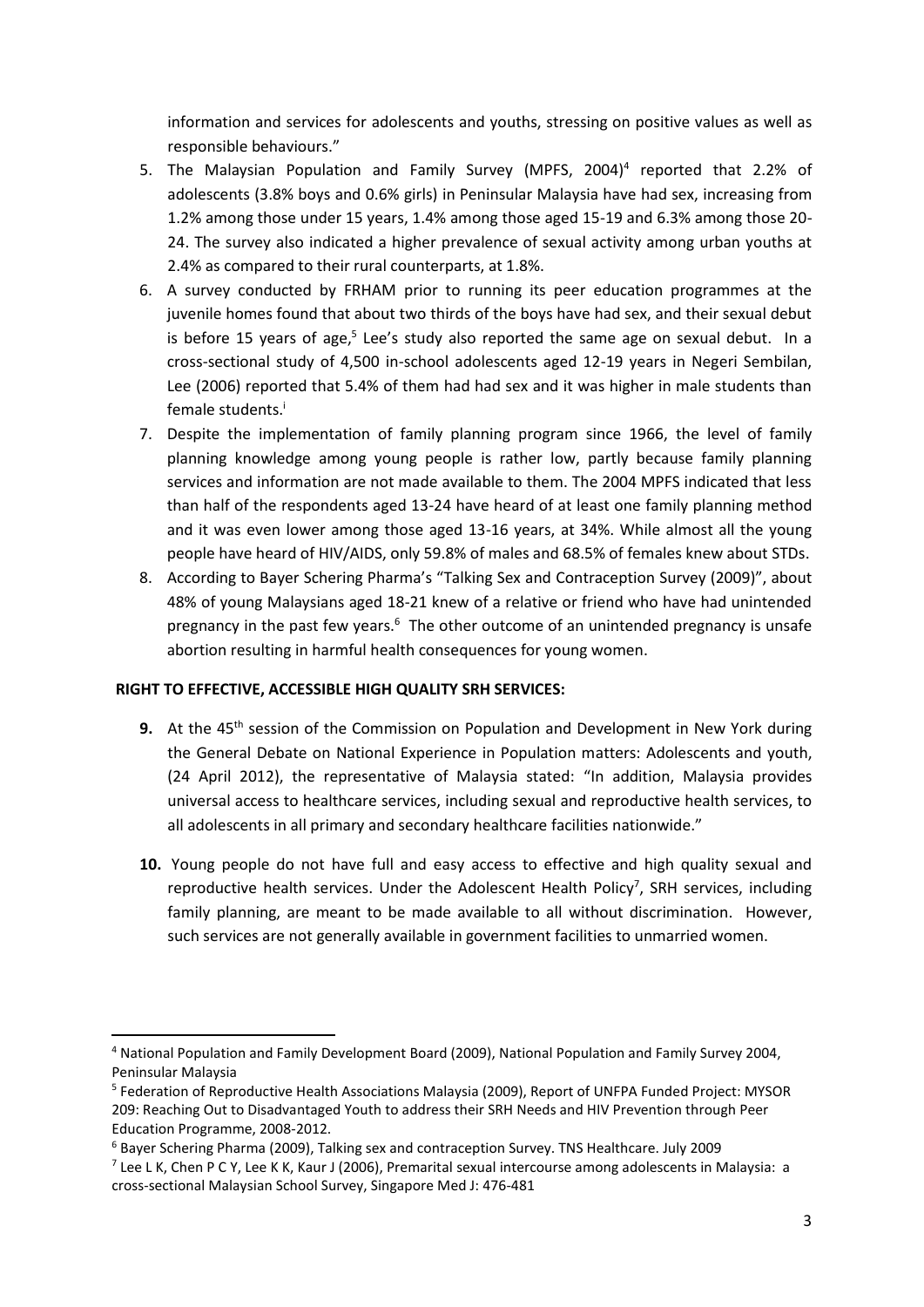information and services for adolescents and youths, stressing on positive values as well as responsible behaviours."

5. The Malaysian Population and Family Survey (MPFS, 2004)[4] reported that 2.2% of adolescents (3.8% boys and 0.6% girls) in Peninsular Malaysia have had sex, increasing from 1.2% among those under 15 years, 1.4% among those aged 15-19 and 6.3% among those 20-24. The survey also indicated a higher prevalence of sexual activity among urban youths at 2.4% as compared to their rural counterparts, at 1.8%.
6. A survey conducted by FRHAM prior to running its peer education programmes at the juvenile homes found that about two thirds of the boys have had sex, and their sexual debut is before 15 years of age,[5] Lee's study also reported the same age on sexual debut. In a cross-sectional study of 4,500 in-school adolescents aged 12-19 years in Negeri Sembilan, Lee (2006) reported that 5.4% of them had had sex and it was higher in male students than female students.[i]
7. Despite the implementation of family planning program since 1966, the level of family planning knowledge among young people is rather low, partly because family planning services and information are not made available to them. The 2004 MPFS indicated that less than half of the respondents aged 13-24 have heard of at least one family planning method and it was even lower among those aged 13-16 years, at 34%. While almost all the young people have heard of HIV/AIDS, only 59.8% of males and 68.5% of females knew about STDs.
8. According to Bayer Schering Pharma's "Talking Sex and Contraception Survey (2009)", about 48% of young Malaysians aged 18-21 knew of a relative or friend who have had unintended pregnancy in the past few years.[6] The other outcome of an unintended pregnancy is unsafe abortion resulting in harmful health consequences for young women.

**RIGHT TO EFFECTIVE, ACCESSIBLE HIGH QUALITY SRH SERVICES:**

**9.** At the 45th session of the Commission on Population and Development in New York during the General Debate on National Experience in Population matters: Adolescents and youth, (24 April 2012), the representative of Malaysia stated: "In addition, Malaysia provides universal access to healthcare services, including sexual and reproductive health services, to all adolescents in all primary and secondary healthcare facilities nationwide."

**10.** Young people do not have full and easy access to effective and high quality sexual and reproductive health services. Under the Adolescent Health Policy[7], SRH services, including family planning, are meant to be made available to all without discrimination. However, such services are not generally available in government facilities to unmarried women.

---

[4] National Population and Family Development Board (2009), National Population and Family Survey 2004, Peninsular Malaysia

[5] Federation of Reproductive Health Associations Malaysia (2009), Report of UNFPA Funded Project: MYSOR 209: Reaching Out to Disadvantaged Youth to address their SRH Needs and HIV Prevention through Peer Education Programme, 2008-2012.

[6] Bayer Schering Pharma (2009), Talking sex and contraception Survey. TNS Healthcare. July 2009

[7] Lee L K, Chen P C Y, Lee K K, Kaur J (2006), Premarital sexual intercourse among adolescents in Malaysia: a cross-sectional Malaysian School Survey, Singapore Med J: 476-481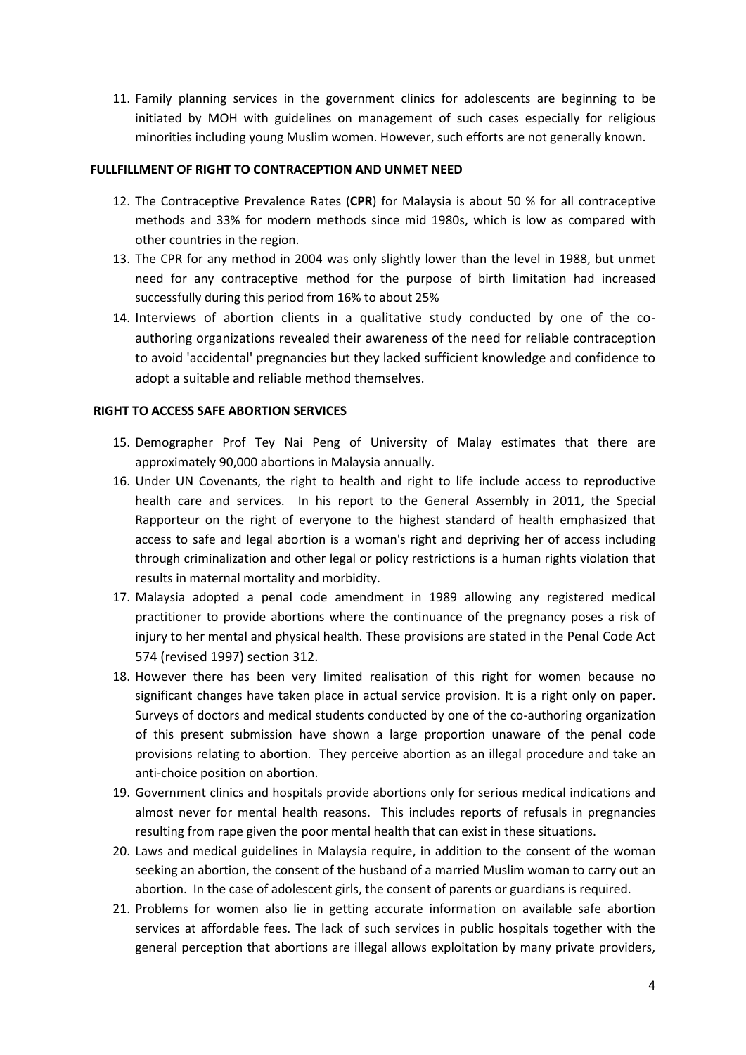11. Family planning services in the government clinics for adolescents are beginning to be initiated by MOH with guidelines on management of such cases especially for religious minorities including young Muslim women. However, such efforts are not generally known.

**FULLFILLMENT OF RIGHT TO CONTRACEPTION AND UNMET NEED**

12. The Contraceptive Prevalence Rates (**CPR**) for Malaysia is about 50 % for all contraceptive methods and 33% for modern methods since mid 1980s, which is low as compared with other countries in the region.
13. The CPR for any method in 2004 was only slightly lower than the level in 1988, but unmet need for any contraceptive method for the purpose of birth limitation had increased successfully during this period from 16% to about 25%
14. Interviews of abortion clients in a qualitative study conducted by one of the co-authoring organizations revealed their awareness of the need for reliable contraception to avoid 'accidental' pregnancies but they lacked sufficient knowledge and confidence to adopt a suitable and reliable method themselves.

**RIGHT TO ACCESS SAFE ABORTION SERVICES**

15. Demographer Prof Tey Nai Peng of University of Malay estimates that there are approximately 90,000 abortions in Malaysia annually.
16. Under UN Covenants, the right to health and right to life include access to reproductive health care and services. In his report to the General Assembly in 2011, the Special Rapporteur on the right of everyone to the highest standard of health emphasized that access to safe and legal abortion is a woman's right and depriving her of access including through criminalization and other legal or policy restrictions is a human rights violation that results in maternal mortality and morbidity.
17. Malaysia adopted a penal code amendment in 1989 allowing any registered medical practitioner to provide abortions where the continuance of the pregnancy poses a risk of injury to her mental and physical health. These provisions are stated in the Penal Code Act 574 (revised 1997) section 312.
18. However there has been very limited realisation of this right for women because no significant changes have taken place in actual service provision. It is a right only on paper. Surveys of doctors and medical students conducted by one of the co-authoring organization of this present submission have shown a large proportion unaware of the penal code provisions relating to abortion. They perceive abortion as an illegal procedure and take an anti-choice position on abortion.
19. Government clinics and hospitals provide abortions only for serious medical indications and almost never for mental health reasons. This includes reports of refusals in pregnancies resulting from rape given the poor mental health that can exist in these situations.
20. Laws and medical guidelines in Malaysia require, in addition to the consent of the woman seeking an abortion, the consent of the husband of a married Muslim woman to carry out an abortion. In the case of adolescent girls, the consent of parents or guardians is required.
21. Problems for women also lie in getting accurate information on available safe abortion services at affordable fees. The lack of such services in public hospitals together with the general perception that abortions are illegal allows exploitation by many private providers,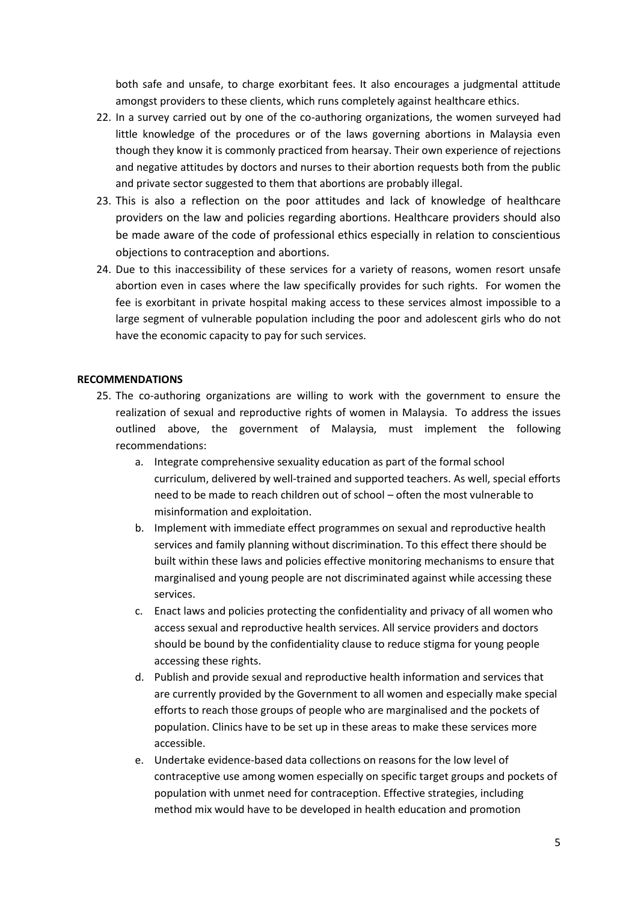both safe and unsafe, to charge exorbitant fees. It also encourages a judgmental attitude amongst providers to these clients, which runs completely against healthcare ethics.

22. In a survey carried out by one of the co-authoring organizations, the women surveyed had little knowledge of the procedures or of the laws governing abortions in Malaysia even though they know it is commonly practiced from hearsay. Their own experience of rejections and negative attitudes by doctors and nurses to their abortion requests both from the public and private sector suggested to them that abortions are probably illegal.
23. This is also a reflection on the poor attitudes and lack of knowledge of healthcare providers on the law and policies regarding abortions. Healthcare providers should also be made aware of the code of professional ethics especially in relation to conscientious objections to contraception and abortions.
24. Due to this inaccessibility of these services for a variety of reasons, women resort unsafe abortion even in cases where the law specifically provides for such rights. For women the fee is exorbitant in private hospital making access to these services almost impossible to a large segment of vulnerable population including the poor and adolescent girls who do not have the economic capacity to pay for such services.

**RECOMMENDATIONS**

25. The co-authoring organizations are willing to work with the government to ensure the realization of sexual and reproductive rights of women in Malaysia. To address the issues outlined above, the government of Malaysia, must implement the following recommendations:
    a. Integrate comprehensive sexuality education as part of the formal school curriculum, delivered by well-trained and supported teachers. As well, special efforts need to be made to reach children out of school – often the most vulnerable to misinformation and exploitation.
    b. Implement with immediate effect programmes on sexual and reproductive health services and family planning without discrimination. To this effect there should be built within these laws and policies effective monitoring mechanisms to ensure that marginalised and young people are not discriminated against while accessing these services.
    c. Enact laws and policies protecting the confidentiality and privacy of all women who access sexual and reproductive health services. All service providers and doctors should be bound by the confidentiality clause to reduce stigma for young people accessing these rights.
    d. Publish and provide sexual and reproductive health information and services that are currently provided by the Government to all women and especially make special efforts to reach those groups of people who are marginalised and the pockets of population. Clinics have to be set up in these areas to make these services more accessible.
    e. Undertake evidence-based data collections on reasons for the low level of contraceptive use among women especially on specific target groups and pockets of population with unmet need for contraception. Effective strategies, including method mix would have to be developed in health education and promotion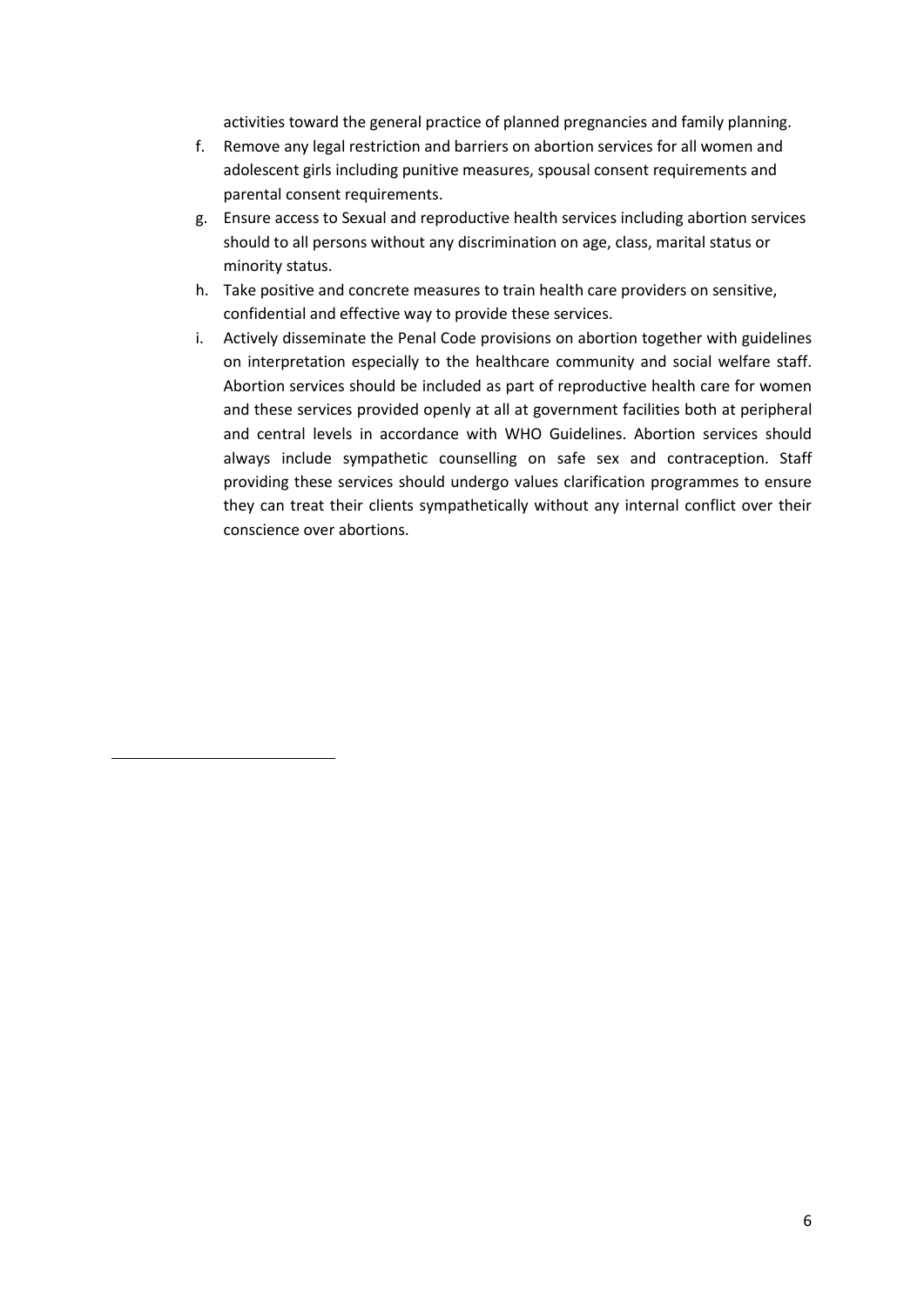activities toward the general practice of planned pregnancies and family planning.

f. Remove any legal restriction and barriers on abortion services for all women and adolescent girls including punitive measures, spousal consent requirements and parental consent requirements.
g. Ensure access to Sexual and reproductive health services including abortion services should to all persons without any discrimination on age, class, marital status or minority status.
h. Take positive and concrete measures to train health care providers on sensitive, confidential and effective way to provide these services.
i. Actively disseminate the Penal Code provisions on abortion together with guidelines on interpretation especially to the healthcare community and social welfare staff. Abortion services should be included as part of reproductive health care for women and these services provided openly at all at government facilities both at peripheral and central levels in accordance with WHO Guidelines. Abortion services should always include sympathetic counselling on safe sex and contraception. Staff providing these services should undergo values clarification programmes to ensure they can treat their clients sympathetically without any internal conflict over their conscience over abortions.